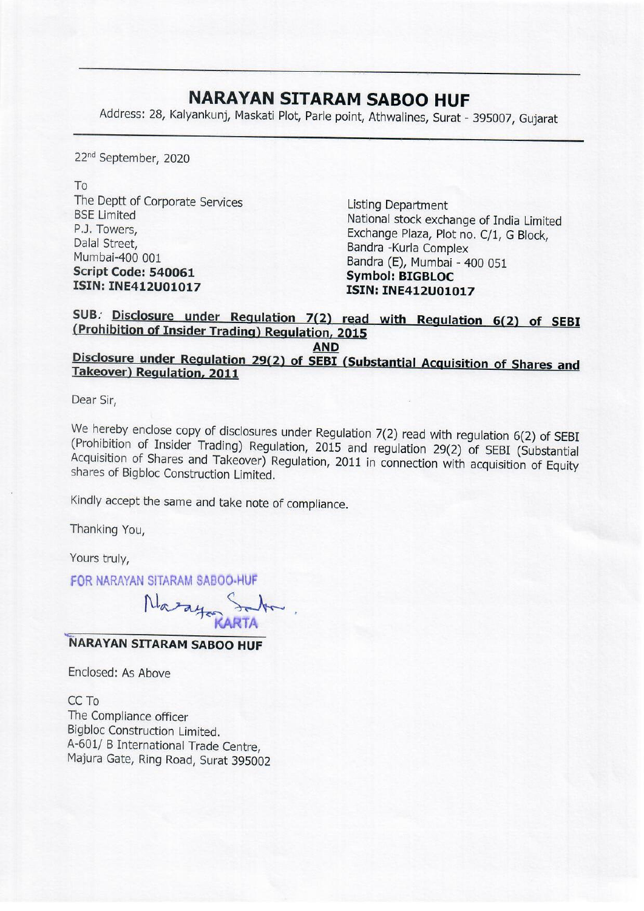# NARAYAN SITARAM SABOO HUF

Address: 28, Kalyankunj, Maskati Plot, Parle point, Athwalines, Surat - 395007, Gujarat

22nd September, 2020

To

The Deptt of Corporate Services
BSE Limited
P.J. Towers,
Dalal Street,
Mumbai-400 001
**Script Code: 540061**
**ISIN: INE412U01017**

Listing Department
National stock exchange of India Limited
Exchange Plaza, Plot no. C/1, G Block,
Bandra -Kurla Complex
Bandra (E), Mumbai - 400 051
**Symbol: BIGBLOC**
**ISIN: INE412U01017**

**SUB: Disclosure under Regulation 7(2) read with Regulation 6(2) of SEBI (Prohibition of Insider Trading) Regulation, 2015**

**AND**

**Disclosure under Regulation 29(2) of SEBI (Substantial Acquisition of Shares and Takeover) Regulation, 2011**

Dear Sir,

We hereby enclose copy of disclosures under Regulation 7(2) read with regulation 6(2) of SEBI (Prohibition of Insider Trading) Regulation, 2015 and regulation 29(2) of SEBI (Substantial Acquisition of Shares and Takeover) Regulation, 2011 in connection with acquisition of Equity shares of Bigbloc Construction Limited.

Kindly accept the same and take note of compliance.

Thanking You,

Yours truly,

FOR NARAYAN SITARAM SABOO-HUF

KARTA

**NARAYAN SITARAM SABOO HUF**

Enclosed: As Above

CC To
The Compliance officer
Bigbloc Construction Limited.
A-601/ B International Trade Centre,
Majura Gate, Ring Road, Surat 395002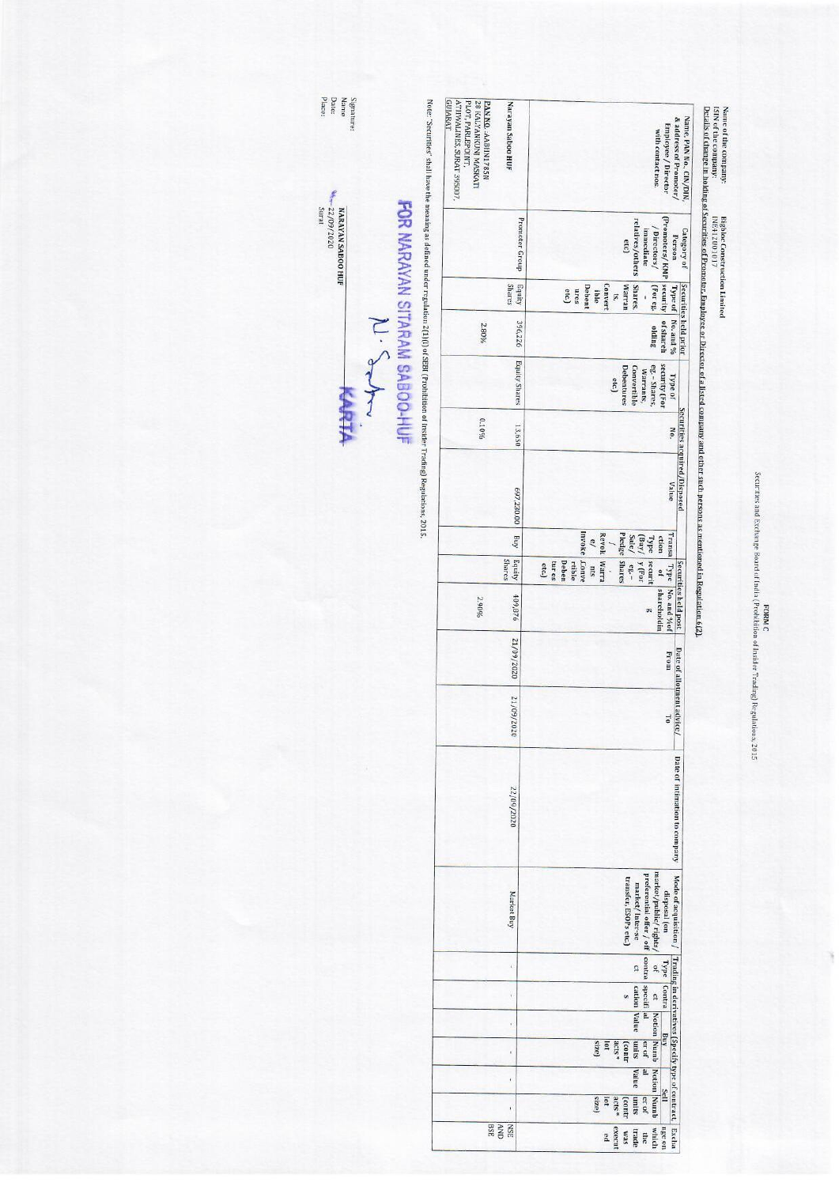# FORM C

Securities and Exchange Board of India (Prohibition of Insider Trading) Regulations, 2015

Name of the company: Bigbloc Construction Limited

ISIN of the company: INE412U01017

Details of change in holding of Securities of Promoter, Employee or Director of a listed company and other such persons as mentioned in Regulation 6(2).

| Name, PAN No., CIN/DIN, & address of Promoter/ Employee / Director with contact nos. | Category of Person (Promoters/ KMP / Directors/ immediate relatives/ others etc) | Securities held prior to acquisition/disposal | | Securities acquired/Disposed | | | | Securities held post acquisition/disposal | | Date of allotment advice/ acquisition of shares/ sale of shares specify | | Date of intimation to company | Mode of acquisition / disposal (on market/ public/ rights/ preferential offer / off market/ Inter-se transfer, ESOPs etc.) | Trading in derivatives (Specify type of contract, Futures or Options etc) | | | | | | Exchange on which the trade was executed |
|---|---|---|---|---|---|---|---|---|---|---|---|---|---|---|---|---|---|---|---|---|
| | | Type of security (For eg. – Shares, Warrants, Convertible Debentures etc.) | No. and % of shareholding | Type of security (For eg. – Shares, Warrants, Convertible Debentures etc.) | No. | Value | Transaction Type (Buy/ Sale/ Pledge / Revoke/ Invoke) | Type of security (For eg. – Shares, Warrants, Convertible Debentures etc.) | No. and % of shareholding | From | To | | | Type of contract | Contract specifications | Buy | | Sell | | |
| | | | | | | | | | | | | | | | | Notional Value | Number of units (contracts * lot size) | Notional Value | Number of units (contracts * lot size) | |
| Narayan Saboo HUF<br>PAN NO. - AABHN4785N<br>28 KALYAN KUNJ MASKATI PLOT, PARLE POINT ATHWALINES, SURAT 395007, GUJARAT. | Promoter Group | Equity Shares | 396,226<br>2.80% | Equity Shares | 13,650<br>0.10% | 697,220.00 | Buy | Equity Shares | 409,876<br>2.90% | 21/09/2020 | 21/09/2020 | 22/09/2020 | Market Buy | - | - | - | - | - | - | NSE AND BSE |

Note: "Securities" shall have the meaning as defined under regulation 2(1)(i) of SEBI (Prohibition of Insider Trading) Regulations, 2015.

FOR NARAYAN SITARAM SABOO-HUF

KARTA

Signature:

Name: NARAYAN SABOO HUF

Date: 22/09/2020

Place: Surat